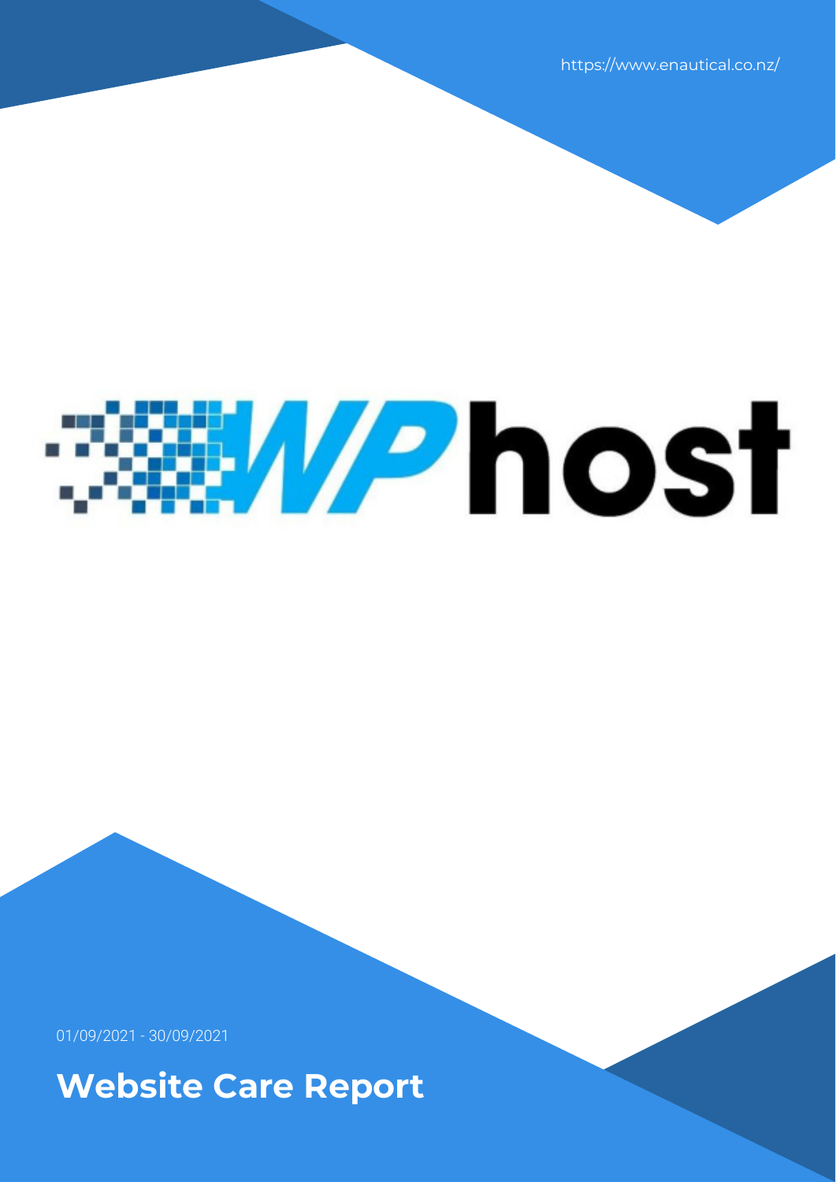https://www.enautical.co.nz/

WPhost

01/09/2021 - 30/09/2021

# Website Care Report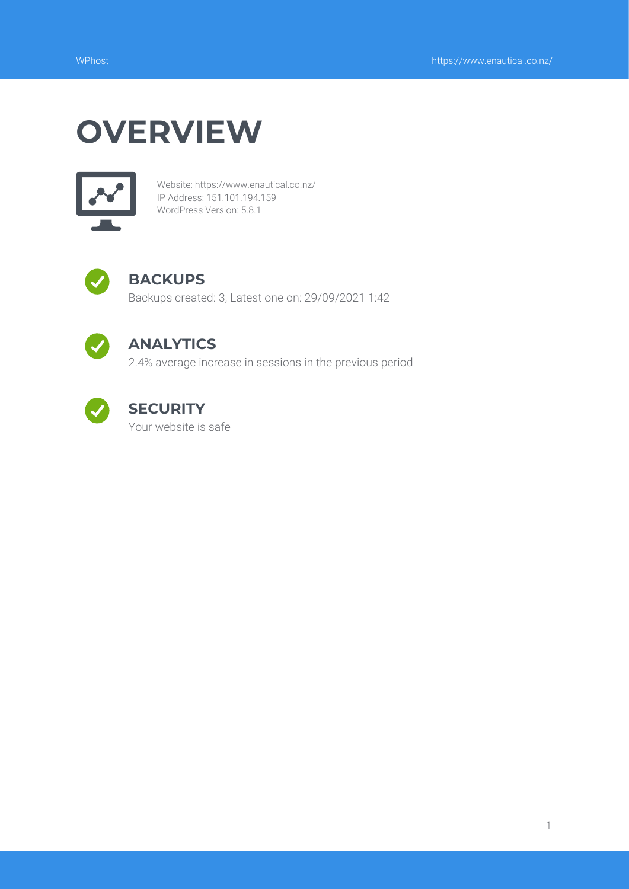# OVERVIEW

Website: https://www.enautical.co.nz/
IP Address: 151.101.194.159
WordPress Version: 5.8.1

## BACKUPS

Backups created: 3; Latest one on: 29/09/2021 1:42

## ANALYTICS

2.4% average increase in sessions in the previous period

## SECURITY

Your website is safe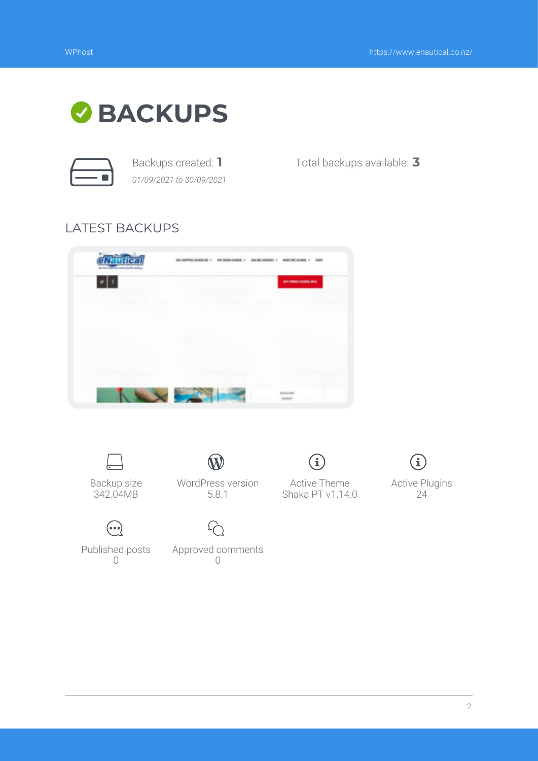# BACKUPS

Backups created: **1**
*01/09/2021 to 30/09/2021*

Total backups available: **3**

## LATEST BACKUPS

Backup size
342.04MB

WordPress version
5.8.1

Active Theme
Shaka PT v1.14.0

Active Plugins
24

Published posts
0

Approved comments
0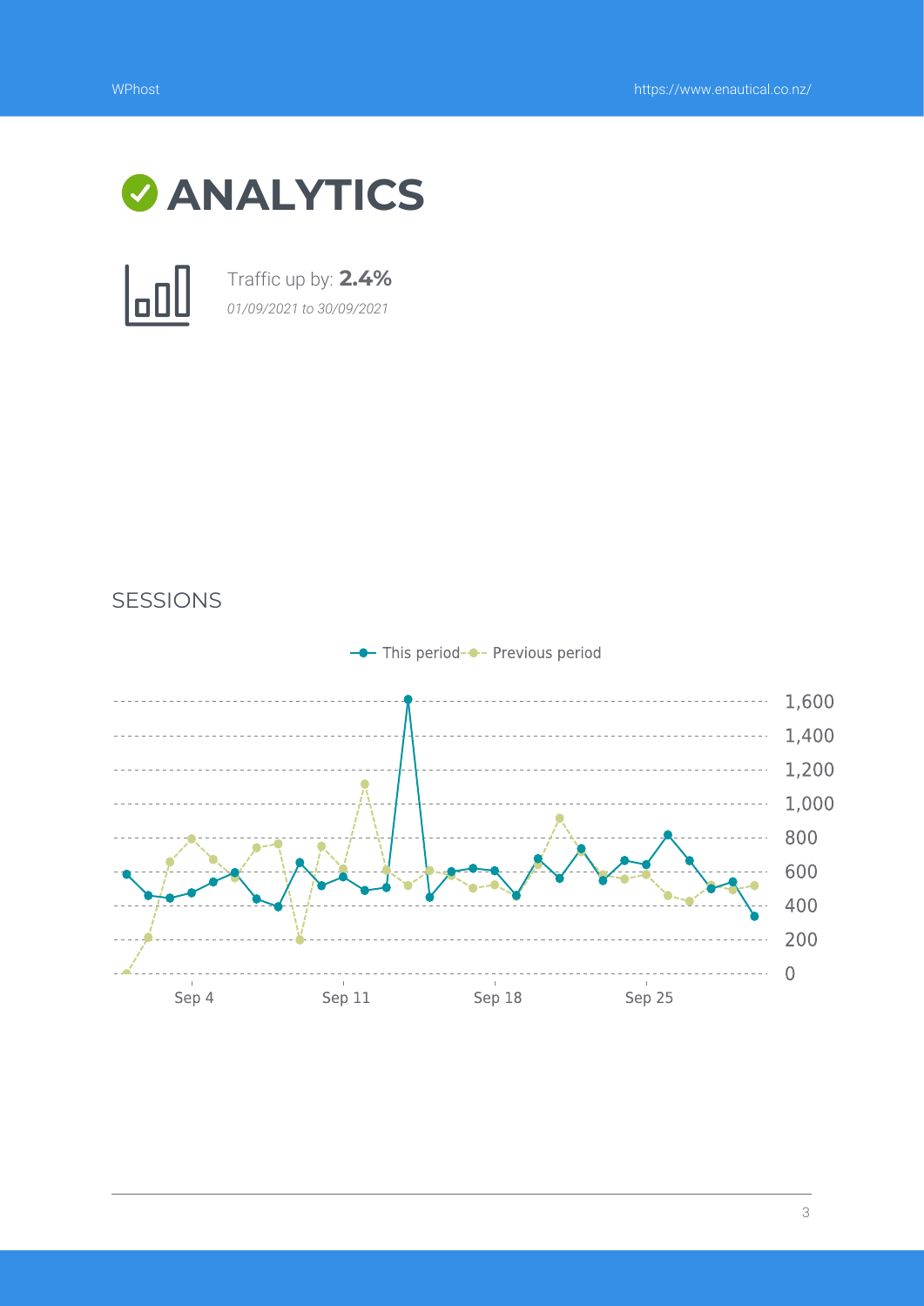# ANALYTICS

Traffic up by: **2.4%**

*01/09/2021 to 30/09/2021*

## SESSIONS

This period — Previous period

1,600
1,400
1,200
1,000
800
600
400
200
0

Sep 4 Sep 11 Sep 18 Sep 25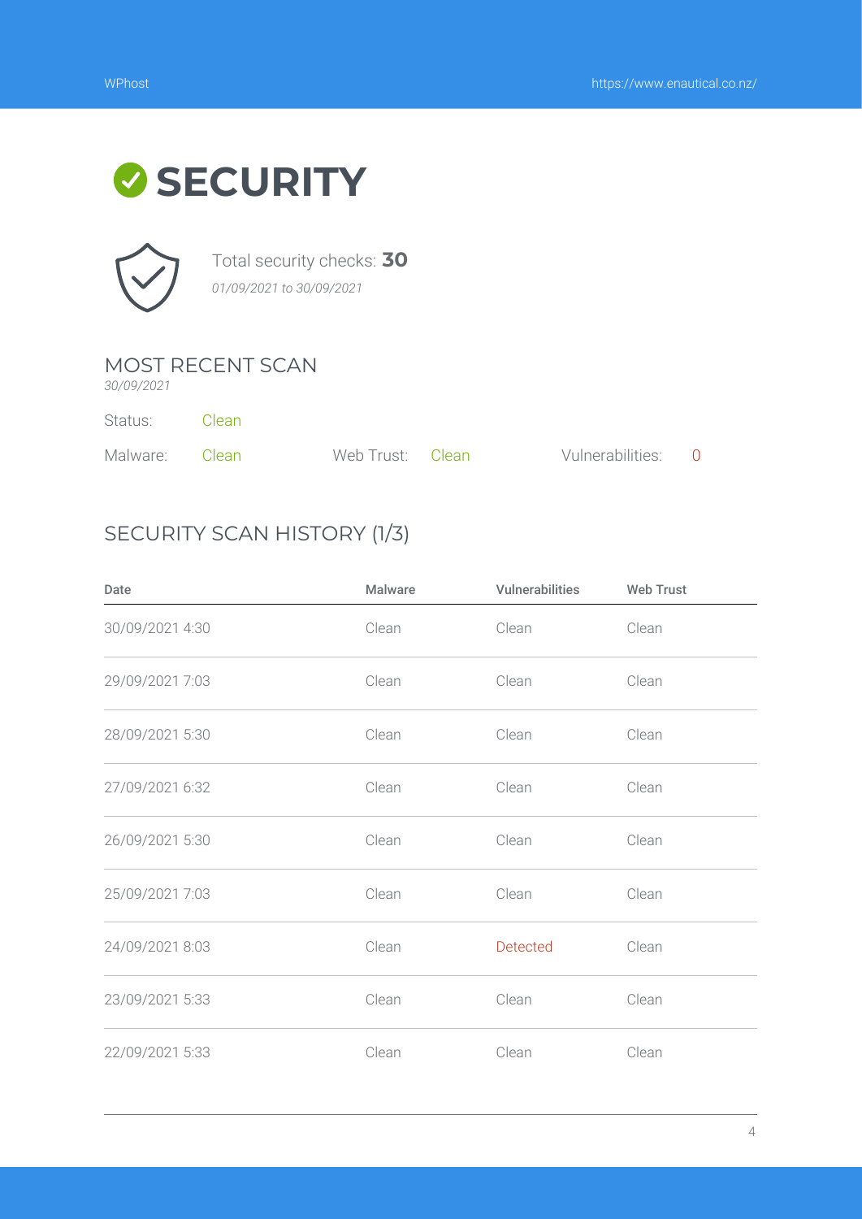# SECURITY

Total security checks: **30**

*01/09/2021 to 30/09/2021*

## MOST RECENT SCAN

*30/09/2021*

Status: Clean

Malware: Clean

Web Trust: Clean

Vulnerabilities: 0

## SECURITY SCAN HISTORY (1/3)

| Date | Malware | Vulnerabilities | Web Trust |
|---|---|---|---|
| 30/09/2021 4:30 | Clean | Clean | Clean |
| 29/09/2021 7:03 | Clean | Clean | Clean |
| 28/09/2021 5:30 | Clean | Clean | Clean |
| 27/09/2021 6:32 | Clean | Clean | Clean |
| 26/09/2021 5:30 | Clean | Clean | Clean |
| 25/09/2021 7:03 | Clean | Clean | Clean |
| 24/09/2021 8:03 | Clean | Detected | Clean |
| 23/09/2021 5:33 | Clean | Clean | Clean |
| 22/09/2021 5:33 | Clean | Clean | Clean |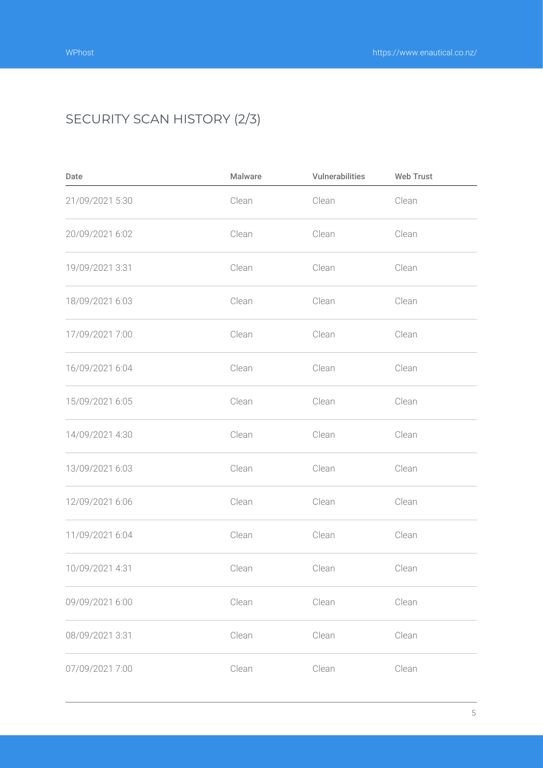## SECURITY SCAN HISTORY (2/3)

| Date | Malware | Vulnerabilities | Web Trust |
| --- | --- | --- | --- |
| 21/09/2021 5:30 | Clean | Clean | Clean |
| 20/09/2021 6:02 | Clean | Clean | Clean |
| 19/09/2021 3:31 | Clean | Clean | Clean |
| 18/09/2021 6:03 | Clean | Clean | Clean |
| 17/09/2021 7:00 | Clean | Clean | Clean |
| 16/09/2021 6:04 | Clean | Clean | Clean |
| 15/09/2021 6:05 | Clean | Clean | Clean |
| 14/09/2021 4:30 | Clean | Clean | Clean |
| 13/09/2021 6:03 | Clean | Clean | Clean |
| 12/09/2021 6:06 | Clean | Clean | Clean |
| 11/09/2021 6:04 | Clean | Clean | Clean |
| 10/09/2021 4:31 | Clean | Clean | Clean |
| 09/09/2021 6:00 | Clean | Clean | Clean |
| 08/09/2021 3:31 | Clean | Clean | Clean |
| 07/09/2021 7:00 | Clean | Clean | Clean |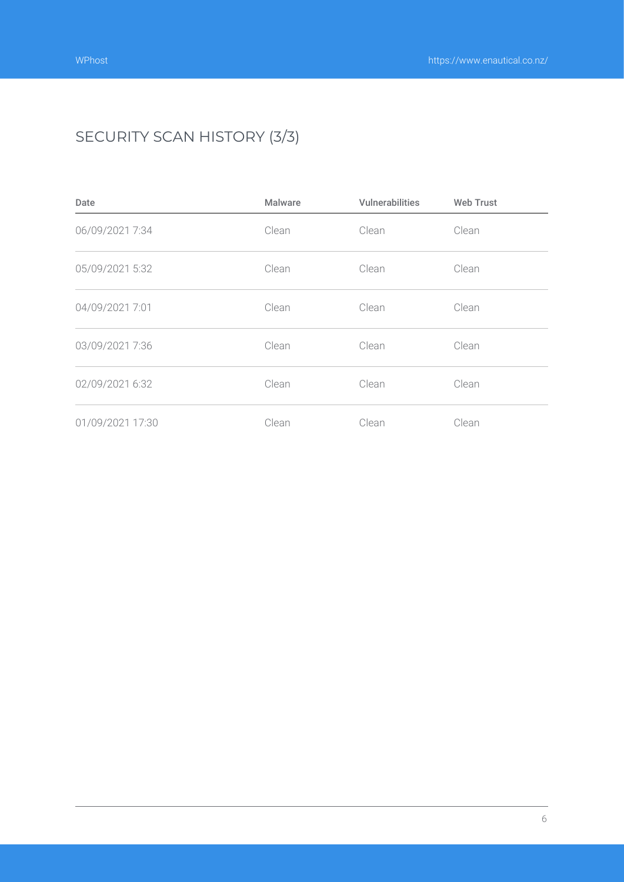## SECURITY SCAN HISTORY (3/3)

| Date | Malware | Vulnerabilities | Web Trust |
|---|---|---|---|
| 06/09/2021 7:34 | Clean | Clean | Clean |
| 05/09/2021 5:32 | Clean | Clean | Clean |
| 04/09/2021 7:01 | Clean | Clean | Clean |
| 03/09/2021 7:36 | Clean | Clean | Clean |
| 02/09/2021 6:32 | Clean | Clean | Clean |
| 01/09/2021 17:30 | Clean | Clean | Clean |